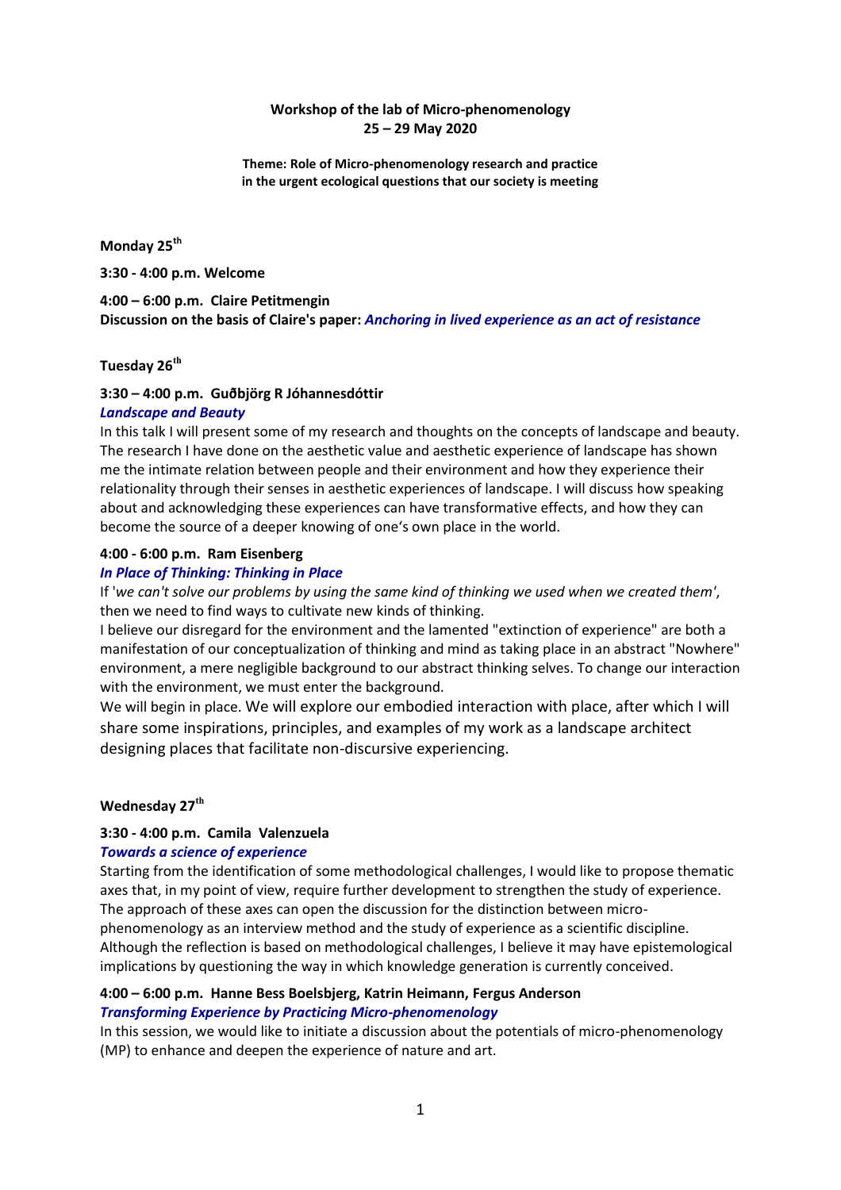**Workshop of the lab of Micro-phenomenology**
**25 – 29 May 2020**

**Theme: Role of Micro-phenomenology research and practice in the urgent ecological questions that our society is meeting**

**Monday 25th**

**3:30 - 4:00 p.m. Welcome**

**4:00 – 6:00 p.m. Claire Petitmengin**
**Discussion on the basis of Claire's paper:** ***Anchoring in lived experience as an act of resistance***

**Tuesday 26th**

**3:30 – 4:00 p.m. Guðbjörg R Jóhannesdóttir**
***Landscape and Beauty***
In this talk I will present some of my research and thoughts on the concepts of landscape and beauty. The research I have done on the aesthetic value and aesthetic experience of landscape has shown me the intimate relation between people and their environment and how they experience their relationality through their senses in aesthetic experiences of landscape. I will discuss how speaking about and acknowledging these experiences can have transformative effects, and how they can become the source of a deeper knowing of one's own place in the world.

**4:00 - 6:00 p.m. Ram Eisenberg**
***In Place of Thinking: Thinking in Place***
If '*we can't solve our problems by using the same kind of thinking we used when we created them*', then we need to find ways to cultivate new kinds of thinking.
I believe our disregard for the environment and the lamented "extinction of experience" are both a manifestation of our conceptualization of thinking and mind as taking place in an abstract "Nowhere" environment, a mere negligible background to our abstract thinking selves. To change our interaction with the environment, we must enter the background.
We will begin in place. We will explore our embodied interaction with place, after which I will share some inspirations, principles, and examples of my work as a landscape architect designing places that facilitate non-discursive experiencing.

**Wednesday 27th**

**3:30 - 4:00 p.m. Camila Valenzuela**
***Towards a science of experience***
Starting from the identification of some methodological challenges, I would like to propose thematic axes that, in my point of view, require further development to strengthen the study of experience. The approach of these axes can open the discussion for the distinction between micro-phenomenology as an interview method and the study of experience as a scientific discipline. Although the reflection is based on methodological challenges, I believe it may have epistemological implications by questioning the way in which knowledge generation is currently conceived.

**4:00 – 6:00 p.m. Hanne Bess Boelsbjerg, Katrin Heimann, Fergus Anderson**
***Transforming Experience by Practicing Micro-phenomenology***
In this session, we would like to initiate a discussion about the potentials of micro-phenomenology (MP) to enhance and deepen the experience of nature and art.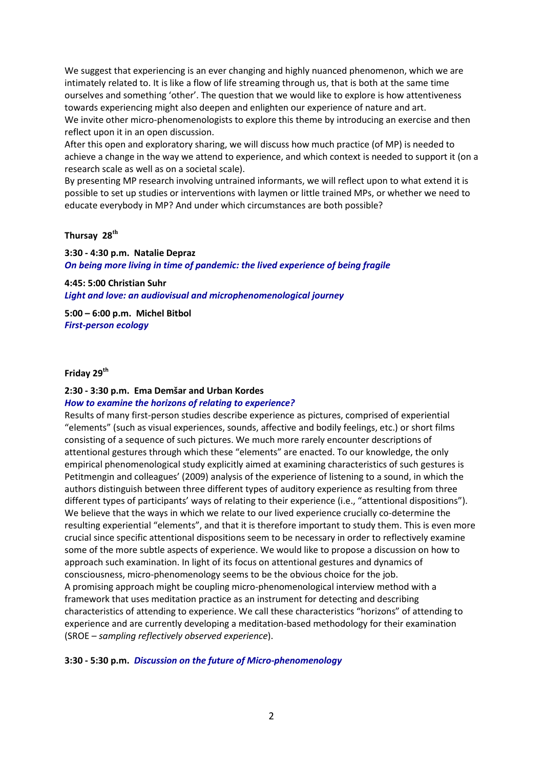We suggest that experiencing is an ever changing and highly nuanced phenomenon, which we are intimately related to. It is like a flow of life streaming through us, that is both at the same time ourselves and something 'other'. The question that we would like to explore is how attentiveness towards experiencing might also deepen and enlighten our experience of nature and art.
We invite other micro-phenomenologists to explore this theme by introducing an exercise and then reflect upon it in an open discussion.
After this open and exploratory sharing, we will discuss how much practice (of MP) is needed to achieve a change in the way we attend to experience, and which context is needed to support it (on a research scale as well as on a societal scale).
By presenting MP research involving untrained informants, we will reflect upon to what extend it is possible to set up studies or interventions with laymen or little trained MPs, or whether we need to educate everybody in MP? And under which circumstances are both possible?

**Thursay 28th**

**3:30 - 4:30 p.m. Natalie Depraz**
***On being more living in time of pandemic: the lived experience of being fragile***

**4:45: 5:00 Christian Suhr**
***Light and love: an audiovisual and microphenomenological journey***

**5:00 – 6:00 p.m. Michel Bitbol**
***First-person ecology***

**Friday 29th**

**2:30 - 3:30 p.m. Ema Demšar and Urban Kordes**
***How to examine the horizons of relating to experience?***
Results of many first-person studies describe experience as pictures, comprised of experiential "elements" (such as visual experiences, sounds, affective and bodily feelings, etc.) or short films consisting of a sequence of such pictures. We much more rarely encounter descriptions of attentional gestures through which these "elements" are enacted. To our knowledge, the only empirical phenomenological study explicitly aimed at examining characteristics of such gestures is Petitmengin and colleagues' (2009) analysis of the experience of listening to a sound, in which the authors distinguish between three different types of auditory experience as resulting from three different types of participants' ways of relating to their experience (i.e., "attentional dispositions"). We believe that the ways in which we relate to our lived experience crucially co-determine the resulting experiential "elements", and that it is therefore important to study them. This is even more crucial since specific attentional dispositions seem to be necessary in order to reflectively examine some of the more subtle aspects of experience. We would like to propose a discussion on how to approach such examination. In light of its focus on attentional gestures and dynamics of consciousness, micro-phenomenology seems to be the obvious choice for the job.
A promising approach might be coupling micro-phenomenological interview method with a framework that uses meditation practice as an instrument for detecting and describing characteristics of attending to experience. We call these characteristics "horizons" of attending to experience and are currently developing a meditation-based methodology for their examination (SROE – *sampling reflectively observed experience*).

**3:30 - 5:30 p.m.** ***Discussion on the future of Micro-phenomenology***